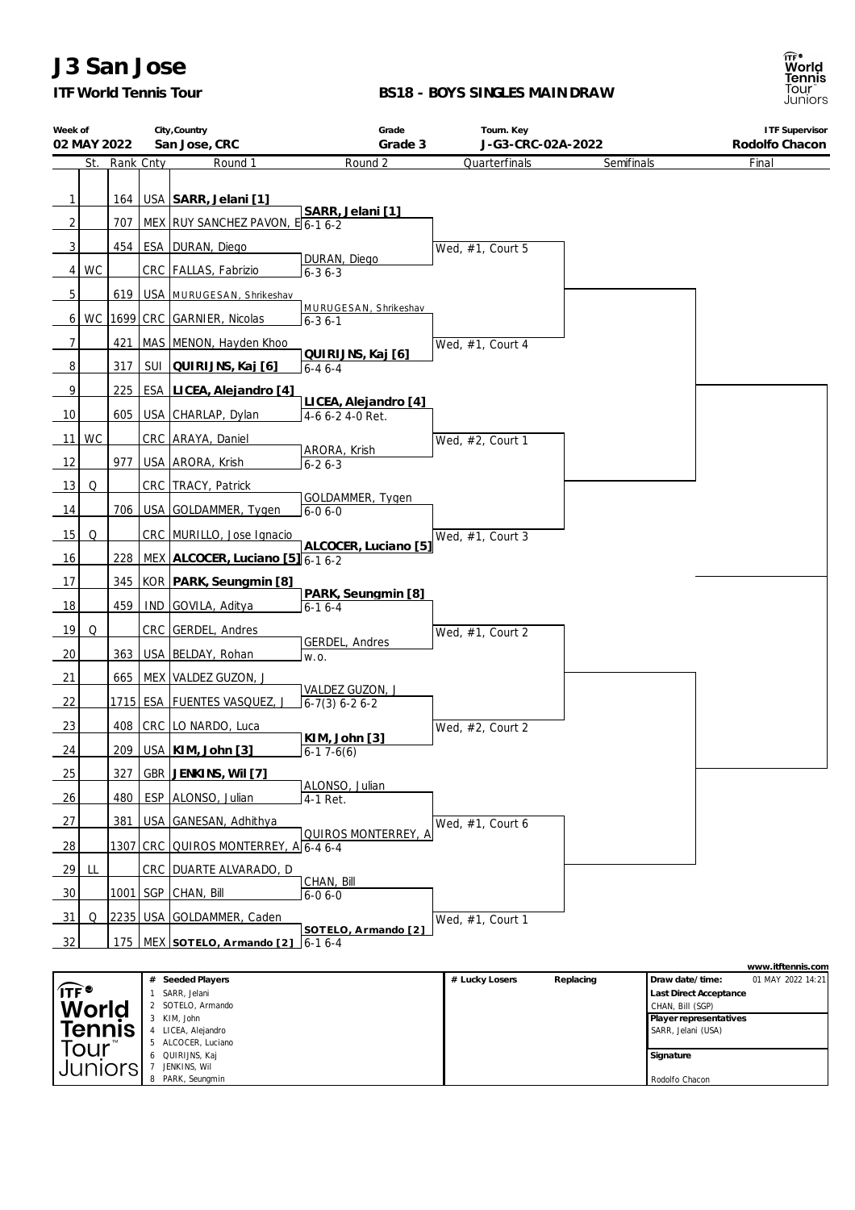# J3 San Jose

**ITF World Tennis Tour**

**BS18 - BOYS SINGLES MAINDRAW**

| Week of | City,Country | Grade | Tourn. Key | ITF Supervisor |
|---|---|---|---|---|
| 02 MAY 2022 | San Jose, CRC | Grade 3 | J-G3-CRC-02A-2022 | Rodolfo Chacon |

| # | St. | Rank | Cnty | Round 1 | Round 2 | Quarterfinals | Semifinals | Final |
|---|---|---|---|---|---|---|---|---|
| 1 | | 164 | USA | **SARR, Jelani [1]** | | | | |
| 2 | | 707 | MEX | RUY SANCHEZ PAVON, E | **SARR, Jelani [1]** 6-1 6-2 | | | |
| 3 | | 454 | ESA | DURAN, Diego | | Wed, #1, Court 5 | | |
| 4 | WC | | CRC | FALLAS, Fabrizio | DURAN, Diego 6-3 6-3 | | | |
| 5 | | 619 | USA | MURUGESAN, Shrikeshav | | | | |
| 6 | WC | 1699 | CRC | GARNIER, Nicolas | MURUGESAN, Shrikeshav 6-3 6-1 | | | |
| 7 | | 421 | MAS | MENON, Hayden Khoo | | Wed, #1, Court 4 | | |
| 8 | | 317 | SUI | **QUIRIJNS, Kaj [6]** | **QUIRIJNS, Kaj [6]** 6-4 6-4 | | | |
| 9 | | 225 | ESA | **LICEA, Alejandro [4]** | | | | |
| 10 | | 605 | USA | CHARLAP, Dylan | **LICEA, Alejandro [4]** 4-6 6-2 4-0 Ret. | | | |
| 11 | WC | | CRC | ARAYA, Daniel | | Wed, #2, Court 1 | | |
| 12 | | 977 | USA | ARORA, Krish | ARORA, Krish 6-2 6-3 | | | |
| 13 | Q | | CRC | TRACY, Patrick | | | | |
| 14 | | 706 | USA | GOLDAMMER, Tygen | GOLDAMMER, Tygen 6-0 6-0 | | | |
| 15 | Q | | CRC | MURILLO, Jose Ignacio | | Wed, #1, Court 3 | | |
| 16 | | 228 | MEX | **ALCOCER, Luciano [5]** | **ALCOCER, Luciano [5]** 6-1 6-2 | | | |
| 17 | | 345 | KOR | **PARK, Seungmin [8]** | | | | |
| 18 | | 459 | IND | GOVILA, Aditya | **PARK, Seungmin [8]** 6-1 6-4 | | | |
| 19 | Q | | CRC | GERDEL, Andres | | Wed, #1, Court 2 | | |
| 20 | | 363 | USA | BELDAY, Rohan | GERDEL, Andres w.o. | | | |
| 21 | | 665 | MEX | VALDEZ GUZON, J | | | | |
| 22 | | 1715 | ESA | FUENTES VASQUEZ, J | VALDEZ GUZON, J 6-7(3) 6-2 6-2 | | | |
| 23 | | 408 | CRC | LO NARDO, Luca | | Wed, #2, Court 2 | | |
| 24 | | 209 | USA | **KIM, John [3]** | **KIM, John [3]** 6-1 7-6(6) | | | |
| 25 | | 327 | GBR | **JENKINS, Wil [7]** | | | | |
| 26 | | 480 | ESP | ALONSO, Julian | ALONSO, Julian 4-1 Ret. | | | |
| 27 | | 381 | USA | GANESAN, Adhithya | | Wed, #1, Court 6 | | |
| 28 | | 1307 | CRC | QUIROS MONTERREY, A | QUIROS MONTERREY, A 6-4 6-4 | | | |
| 29 | LL | | CRC | DUARTE ALVARADO, D | | | | |
| 30 | | 1001 | SGP | CHAN, Bill | CHAN, Bill 6-0 6-0 | | | |
| 31 | Q | 2235 | USA | GOLDAMMER, Caden | | Wed, #1, Court 1 | | |
| 32 | | 175 | MEX | **SOTELO, Armando [2]** | **SOTELO, Armando [2]** 6-1 6-4 | | | |

www.itftennis.com

| # | Seeded Players |
|---|---|
| 1 | SARR, Jelani |
| 2 | SOTELO, Armando |
| 3 | KIM, John |
| 4 | LICEA, Alejandro |
| 5 | ALCOCER, Luciano |
| 6 | QUIRIJNS, Kaj |
| 7 | JENKINS, Wil |
| 8 | PARK, Seungmin |

| # Lucky Losers | Replacing |
|---|---|
| | |

**Draw date/time:** 01 MAY 2022 14:21

**Last Direct Acceptance**
CHAN, Bill (SGP)

**Player representatives**
SARR, Jelani (USA)

**Signature**

Rodolfo Chacon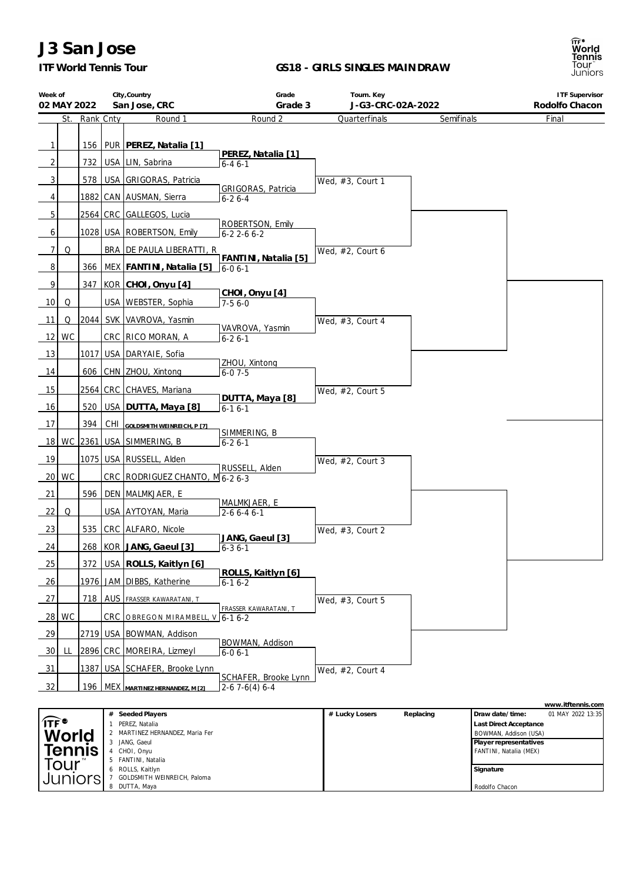# J3 San Jose

**ITF World Tennis Tour**

**GS18 - GIRLS SINGLES MAINDRAW**

| Week of | City,Country | Grade | Tourn. Key | ITF Supervisor |
|---|---|---|---|---|
| 02 MAY 2022 | San Jose, CRC | Grade 3 | J-G3-CRC-02A-2022 | Rodolfo Chacon |

| # | St. | Rank | Cnty | Round 1 | Round 2 | Quarterfinals | Semifinals | Final |
|---|---|---|---|---|---|---|---|---|
| 1 | | 156 | PUR | **PEREZ, Natalia [1]** | | | | |
| 2 | | 732 | USA | LIN, Sabrina | **PEREZ, Natalia [1]** 6-4 6-1 | | | |
| 3 | | 578 | USA | GRIGORAS, Patricia | | Wed, #3, Court 1 | | |
| 4 | | 1882 | CAN | AUSMAN, Sierra | GRIGORAS, Patricia 6-2 6-4 | | | |
| 5 | | 2564 | CRC | GALLEGOS, Lucia | | | | |
| 6 | | 1028 | USA | ROBERTSON, Emily | ROBERTSON, Emily 6-2 2-6 6-2 | | | |
| 7 | Q | | BRA | DE PAULA LIBERATTI, R | | Wed, #2, Court 6 | | |
| 8 | | 366 | MEX | **FANTINI, Natalia [5]** | **FANTINI, Natalia [5]** 6-0 6-1 | | | |
| 9 | | 347 | KOR | **CHOI, Onyu [4]** | | | | |
| 10 | Q | | USA | WEBSTER, Sophia | **CHOI, Onyu [4]** 7-5 6-0 | | | |
| 11 | Q | 2044 | SVK | VAVROVA, Yasmin | | Wed, #3, Court 4 | | |
| 12 | WC | | CRC | RICO MORAN, A | VAVROVA, Yasmin 6-2 6-1 | | | |
| 13 | | 1017 | USA | DARYAIE, Sofia | | | | |
| 14 | | 606 | CHN | ZHOU, Xintong | ZHOU, Xintong 6-0 7-5 | | | |
| 15 | | 2564 | CRC | CHAVES, Mariana | | Wed, #2, Court 5 | | |
| 16 | | 520 | USA | **DUTTA, Maya [8]** | **DUTTA, Maya [8]** 6-1 6-1 | | | |
| 17 | | 394 | CHI | **GOLDSMITH WEINREICH, P [7]** | | | | |
| 18 | WC | 2361 | USA | SIMMERING, B | SIMMERING, B 6-2 6-1 | | | |
| 19 | | 1075 | USA | RUSSELL, Alden | | Wed, #2, Court 3 | | |
| 20 | WC | | CRC | RODRIGUEZ CHANTO, M | RUSSELL, Alden 6-2 6-3 | | | |
| 21 | | 596 | DEN | MALMKJAER, E | | | | |
| 22 | Q | | USA | AYTOYAN, Maria | MALMKJAER, E 2-6 6-4 6-1 | | | |
| 23 | | 535 | CRC | ALFARO, Nicole | | Wed, #3, Court 2 | | |
| 24 | | 268 | KOR | **JANG, Gaeul [3]** | **JANG, Gaeul [3]** 6-3 6-1 | | | |
| 25 | | 372 | USA | **ROLLS, Kaitlyn [6]** | | | | |
| 26 | | 1976 | JAM | DIBBS, Katherine | **ROLLS, Kaitlyn [6]** 6-1 6-2 | | | |
| 27 | | 718 | AUS | FRASSER KAWARATANI, T | | Wed, #3, Court 5 | | |
| 28 | WC | | CRC | OBREGON MIRAMBELL, V | FRASSER KAWARATANI, T 6-1 6-2 | | | |
| 29 | | 2719 | USA | BOWMAN, Addison | | | | |
| 30 | LL | 2896 | CRC | MOREIRA, Lizmeyl | BOWMAN, Addison 6-0 6-1 | | | |
| 31 | | 1387 | USA | SCHAFER, Brooke Lynn | | Wed, #2, Court 4 | | |
| 32 | | 196 | MEX | **MARTINEZ HERNANDEZ, M [2]** | SCHAFER, Brooke Lynn 2-6 7-6(4) 6-4 | | | |

www.itftennis.com

| # | Seeded Players |
|---|---|
| 1 | PEREZ, Natalia |
| 2 | MARTINEZ HERNANDEZ, Maria Fer |
| 3 | JANG, Gaeul |
| 4 | CHOI, Onyu |
| 5 | FANTINI, Natalia |
| 6 | ROLLS, Kaitlyn |
| 7 | GOLDSMITH WEINREICH, Paloma |
| 8 | DUTTA, Maya |

| # Lucky Losers | Replacing |
|---|---|
| | |

| | |
|---|---|
| Draw date/time: | 01 MAY 2022 13:35 |
| Last Direct Acceptance | BOWMAN, Addison (USA) |
| Player representatives | FANTINI, Natalia (MEX) |
| Signature | Rodolfo Chacon |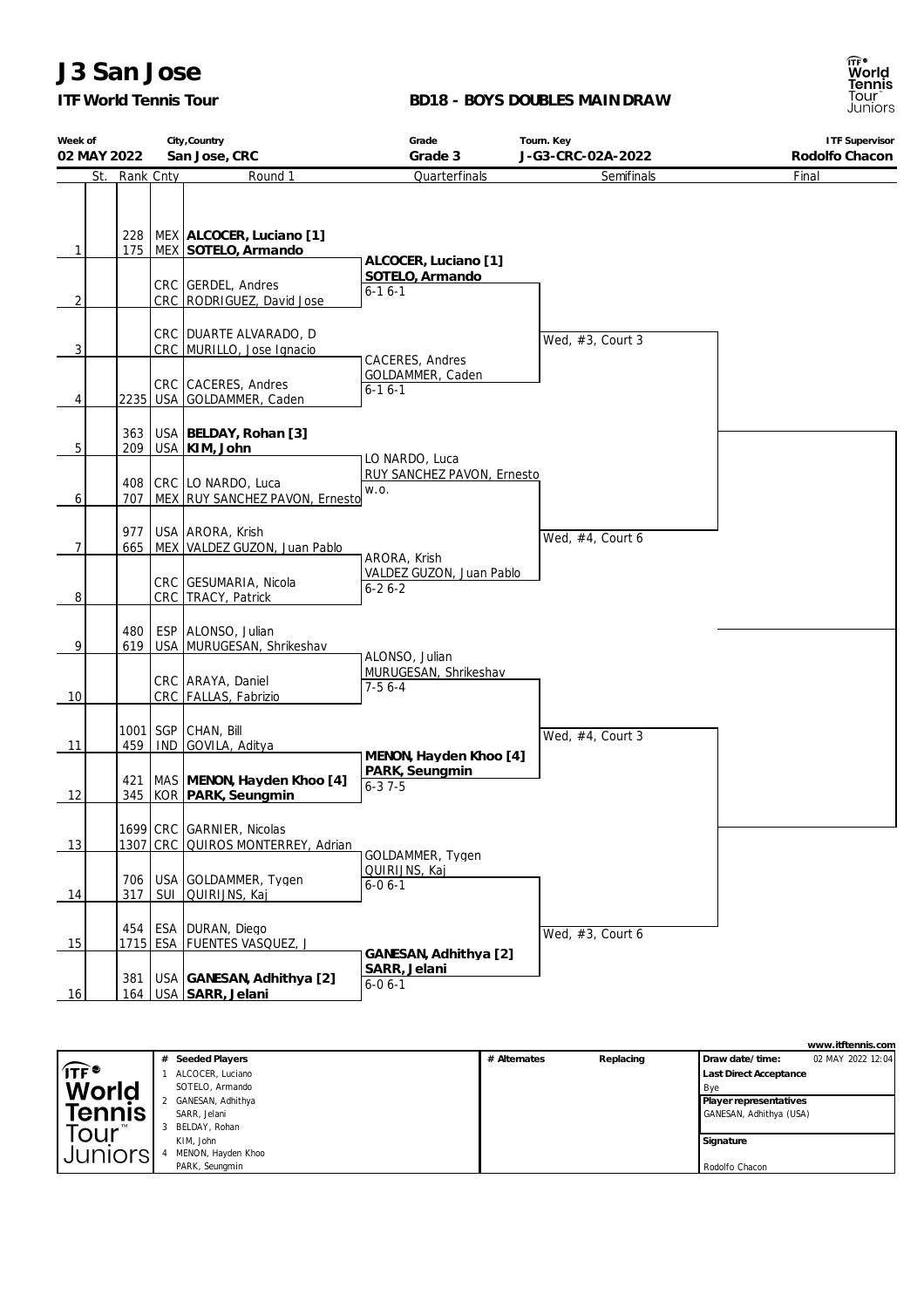# J3 San Jose

**ITF World Tennis Tour**

**BD18 - BOYS DOUBLES MAINDRAW**

| Week of | City,Country | Grade | Tourn. Key | ITF Supervisor |
|---|---|---|---|---|
| **02 MAY 2022** | **San Jose, CRC** | **Grade 3** | **J-G3-CRC-02A-2022** | **Rodolfo Chacon** |

| | St. | Rank | Cnty | Round 1 | Quarterfinals | Semifinals | Final |
|---|---|---|---|---|---|---|---|
| 1 | | 228 / 175 | MEX / MEX | **ALCOCER, Luciano [1]** / **SOTELO, Armando** | **ALCOCER, Luciano [1]** / **SOTELO, Armando** 6-1 6-1 | Wed, #3, Court 3 | |
| 2 | | | CRC / CRC | GERDEL, Andres / RODRIGUEZ, David Jose | | | |
| 3 | | | CRC / CRC | DUARTE ALVARADO, D / MURILLO, Jose Ignacio | CACERES, Andres / GOLDAMMER, Caden 6-1 6-1 | | |
| 4 | | 2235 | CRC / USA | CACERES, Andres / GOLDAMMER, Caden | | | |
| 5 | | 363 / 209 | USA / USA | **BELDAY, Rohan [3]** / **KIM, John** | LO NARDO, Luca / RUY SANCHEZ PAVON, Ernesto w.o. | Wed, #4, Court 6 | |
| 6 | | 408 / 707 | CRC / MEX | LO NARDO, Luca / RUY SANCHEZ PAVON, Ernesto | | | |
| 7 | | 977 / 665 | USA / MEX | ARORA, Krish / VALDEZ GUZON, Juan Pablo | ARORA, Krish / VALDEZ GUZON, Juan Pablo 6-2 6-2 | | |
| 8 | | | CRC / CRC | GESUMARIA, Nicola / TRACY, Patrick | | | |
| 9 | | 480 / 619 | ESP / USA | ALONSO, Julian / MURUGESAN, Shrikeshav | ALONSO, Julian / MURUGESAN, Shrikeshav 7-5 6-4 | Wed, #4, Court 3 | |
| 10 | | | CRC / CRC | ARAYA, Daniel / FALLAS, Fabrizio | | | |
| 11 | | 1001 / 459 | SGP / IND | CHAN, Bill / GOVILA, Aditya | **MENON, Hayden Khoo [4]** / **PARK, Seungmin** 6-3 7-5 | | |
| 12 | | 421 / 345 | MAS / KOR | **MENON, Hayden Khoo [4]** / **PARK, Seungmin** | | | |
| 13 | | 1699 / 1307 | CRC / CRC | GARNIER, Nicolas / QUIROS MONTERREY, Adrian | GOLDAMMER, Tygen / QUIRIJNS, Kaj 6-0 6-1 | Wed, #3, Court 6 | |
| 14 | | 706 / 317 | USA / SUI | GOLDAMMER, Tygen / QUIRIJNS, Kaj | | | |
| 15 | | 454 / 1715 | ESA / ESA | DURAN, Diego / FUENTES VASQUEZ, J | **GANESAN, Adhithya [2]** / **SARR, Jelani** 6-0 6-1 | | |
| 16 | | 381 / 164 | USA / USA | **GANESAN, Adhithya [2]** / **SARR, Jelani** | | | |

| # | Seeded Players | # Alternates | Replacing | |
|---|---|---|---|---|
| 1 | ALCOCER, Luciano / SOTELO, Armando | | | Draw date/time: 02 MAY 2022 12:04 |
| 2 | GANESAN, Adhithya / SARR, Jelani | | | Last Direct Acceptance: Bye |
| 3 | BELDAY, Rohan / KIM, John | | | Player representatives: GANESAN, Adhithya (USA) |
| 4 | MENON, Hayden Khoo / PARK, Seungmin | | | Signature: Rodolfo Chacon |

www.itftennis.com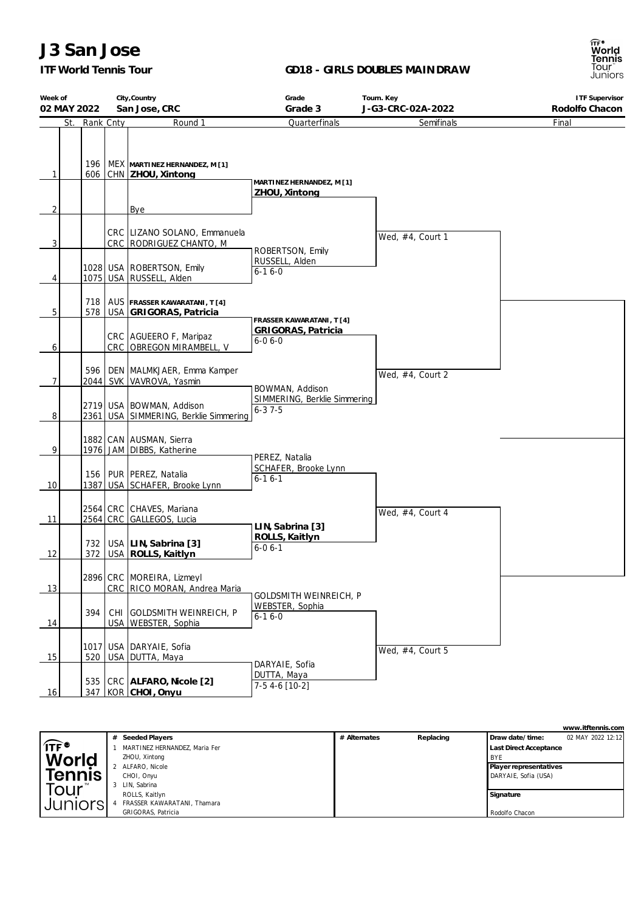# J3 San Jose

**ITF World Tennis Tour**

**GD18 - GIRLS DOUBLES MAINDRAW**

| Week of | City,Country | Grade | Tourn. Key | ITF Supervisor |
|---|---|---|---|---|
| 02 MAY 2022 | San Jose, CRC | Grade 3 | J-G3-CRC-02A-2022 | Rodolfo Chacon |

| | St. | Rank | Cnty | Round 1 | Quarterfinals | Semifinals | Final |
|---|---|---|---|---|---|---|---|
| 1 | | 196 / 606 | MEX / CHN | **MARTINEZ HERNANDEZ, M [1]** / **ZHOU, Xintong** | | | |
| | | | | | **MARTINEZ HERNANDEZ, M [1]** / **ZHOU, Xintong** | | |
| 2 | | | | Bye | | | |
| | | | | | | Wed, #4, Court 1 | |
| 3 | | | CRC / CRC | LIZANO SOLANO, Emmanuela / RODRIGUEZ CHANTO, M | | | |
| | | | | | ROBERTSON, Emily / RUSSELL, Alden 6-1 6-0 | | |
| 4 | | 1028 / 1075 | USA / USA | ROBERTSON, Emily / RUSSELL, Alden | | | |
| 5 | | 718 / 578 | AUS / USA | **FRASSER KAWARATANI, T [4]** / **GRIGORAS, Patricia** | | | |
| | | | | | **FRASSER KAWARATANI, T [4]** / **GRIGORAS, Patricia** 6-0 6-0 | | |
| 6 | | | CRC / CRC | AGUEERO F, Maripaz / OBREGON MIRAMBELL, V | | | |
| | | | | | | Wed, #4, Court 2 | |
| 7 | | 596 / 2044 | DEN / SVK | MALMKJAER, Emma Kamper / VAVROVA, Yasmin | | | |
| | | | | | BOWMAN, Addison / SIMMERING, Berklie Simmering 6-3 7-5 | | |
| 8 | | 2719 / 2361 | USA / USA | BOWMAN, Addison / SIMMERING, Berklie Simmering | | | |
| 9 | | 1882 / 1976 | CAN / JAM | AUSMAN, Sierra / DIBBS, Katherine | | | |
| | | | | | PEREZ, Natalia / SCHAFER, Brooke Lynn 6-1 6-1 | | |
| 10 | | 156 / 1387 | PUR / USA | PEREZ, Natalia / SCHAFER, Brooke Lynn | | | |
| | | | | | | Wed, #4, Court 4 | |
| 11 | | 2564 / 2564 | CRC / CRC | CHAVES, Mariana / GALLEGOS, Lucia | | | |
| | | | | | **LIN, Sabrina [3]** / **ROLLS, Kaitlyn** 6-0 6-1 | | |
| 12 | | 732 / 372 | USA / USA | **LIN, Sabrina [3]** / **ROLLS, Kaitlyn** | | | |
| 13 | | 2896 | CRC / CRC | MOREIRA, Lizmeyl / RICO MORAN, Andrea Maria | | | |
| | | | | | GOLDSMITH WEINREICH, P / WEBSTER, Sophia 6-1 6-0 | | |
| 14 | | 394 | CHI / USA | GOLDSMITH WEINREICH, P / WEBSTER, Sophia | | | |
| | | | | | | Wed, #4, Court 5 | |
| 15 | | 1017 / 520 | USA / USA | DARYAIE, Sofia / DUTTA, Maya | | | |
| | | | | | DARYAIE, Sofia / DUTTA, Maya 7-5 4-6 [10-2] | | |
| 16 | | 535 / 347 | CRC / KOR | **ALFARO, Nicole [2]** / **CHOI, Onyu** | | | |

| # | Seeded Players | # Alternates | Replacing | |
|---|---|---|---|---|
| 1 | MARTINEZ HERNANDEZ, Maria Fer / ZHOU, Xintong | | | Draw date/time: 02 MAY 2022 12:12 |
| 2 | ALFARO, Nicole / CHOI, Onyu | | | Last Direct Acceptance: BYE |
| 3 | LIN, Sabrina / ROLLS, Kaitlyn | | | Player representatives: DARYAIE, Sofia (USA) |
| 4 | FRASSER KAWARATANI, Thamara / GRIGORAS, Patricia | | | Signature: Rodolfo Chacon |

www.itftennis.com